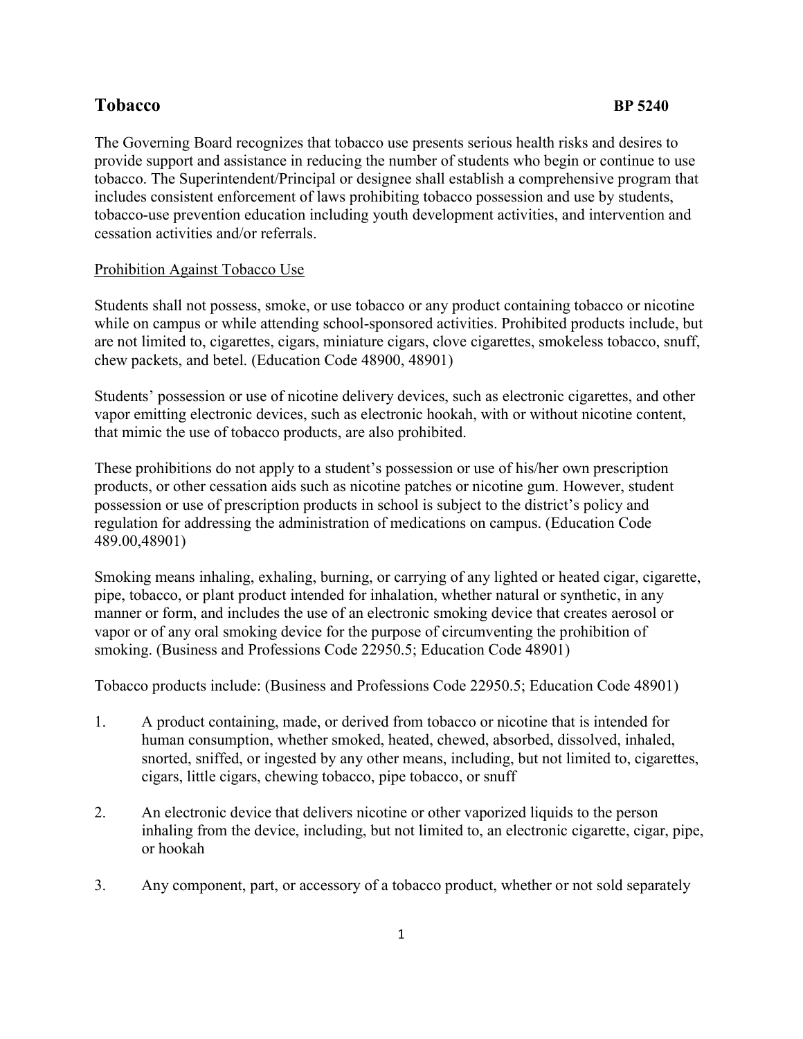# Tobacco **BP 5240**

The Governing Board recognizes that tobacco use presents serious health risks and desires to provide support and assistance in reducing the number of students who begin or continue to use tobacco. The Superintendent/Principal or designee shall establish a comprehensive program that includes consistent enforcement of laws prohibiting tobacco possession and use by students, tobacco-use prevention education including youth development activities, and intervention and cessation activities and/or referrals.

## Prohibition Against Tobacco Use

Students shall not possess, smoke, or use tobacco or any product containing tobacco or nicotine while on campus or while attending school-sponsored activities. Prohibited products include, but are not limited to, cigarettes, cigars, miniature cigars, clove cigarettes, smokeless tobacco, snuff, chew packets, and betel. (Education Code 48900, 48901)

Students' possession or use of nicotine delivery devices, such as electronic cigarettes, and other vapor emitting electronic devices, such as electronic hookah, with or without nicotine content, that mimic the use of tobacco products, are also prohibited.

These prohibitions do not apply to a student's possession or use of his/her own prescription products, or other cessation aids such as nicotine patches or nicotine gum. However, student possession or use of prescription products in school is subject to the district's policy and regulation for addressing the administration of medications on campus. (Education Code 489.00,48901)

Smoking means inhaling, exhaling, burning, or carrying of any lighted or heated cigar, cigarette, pipe, tobacco, or plant product intended for inhalation, whether natural or synthetic, in any manner or form, and includes the use of an electronic smoking device that creates aerosol or vapor or of any oral smoking device for the purpose of circumventing the prohibition of smoking. (Business and Professions Code 22950.5; Education Code 48901)

Tobacco products include: (Business and Professions Code 22950.5; Education Code 48901)

1. A product containing, made, or derived from tobacco or nicotine that is intended for human consumption, whether smoked, heated, chewed, absorbed, dissolved, inhaled, snorted, sniffed, or ingested by any other means, including, but not limited to, cigarettes, cigars, little cigars, chewing tobacco, pipe tobacco, or snuff

2. An electronic device that delivers nicotine or other vaporized liquids to the person inhaling from the device, including, but not limited to, an electronic cigarette, cigar, pipe, or hookah

3. Any component, part, or accessory of a tobacco product, whether or not sold separately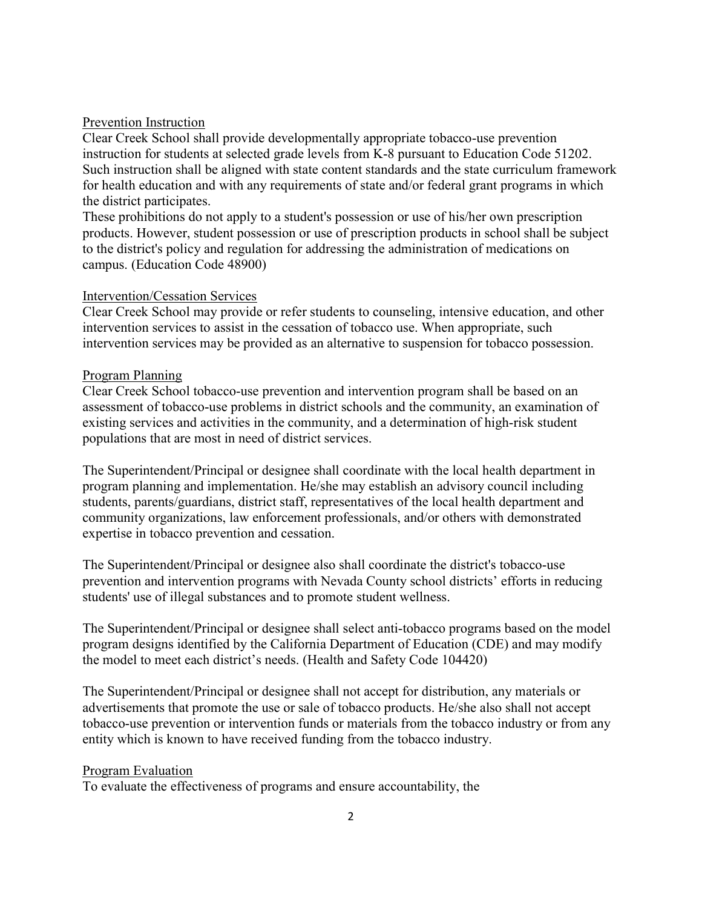Prevention Instruction

Clear Creek School shall provide developmentally appropriate tobacco-use prevention instruction for students at selected grade levels from K-8 pursuant to Education Code 51202. Such instruction shall be aligned with state content standards and the state curriculum framework for health education and with any requirements of state and/or federal grant programs in which the district participates.

These prohibitions do not apply to a student's possession or use of his/her own prescription products. However, student possession or use of prescription products in school shall be subject to the district's policy and regulation for addressing the administration of medications on campus. (Education Code 48900)

Intervention/Cessation Services

Clear Creek School may provide or refer students to counseling, intensive education, and other intervention services to assist in the cessation of tobacco use. When appropriate, such intervention services may be provided as an alternative to suspension for tobacco possession.

Program Planning

Clear Creek School tobacco-use prevention and intervention program shall be based on an assessment of tobacco-use problems in district schools and the community, an examination of existing services and activities in the community, and a determination of high-risk student populations that are most in need of district services.

The Superintendent/Principal or designee shall coordinate with the local health department in program planning and implementation. He/she may establish an advisory council including students, parents/guardians, district staff, representatives of the local health department and community organizations, law enforcement professionals, and/or others with demonstrated expertise in tobacco prevention and cessation.

The Superintendent/Principal or designee also shall coordinate the district's tobacco-use prevention and intervention programs with Nevada County school districts' efforts in reducing students' use of illegal substances and to promote student wellness.

The Superintendent/Principal or designee shall select anti-tobacco programs based on the model program designs identified by the California Department of Education (CDE) and may modify the model to meet each district's needs. (Health and Safety Code 104420)

The Superintendent/Principal or designee shall not accept for distribution, any materials or advertisements that promote the use or sale of tobacco products. He/she also shall not accept tobacco-use prevention or intervention funds or materials from the tobacco industry or from any entity which is known to have received funding from the tobacco industry.

Program Evaluation

To evaluate the effectiveness of programs and ensure accountability, the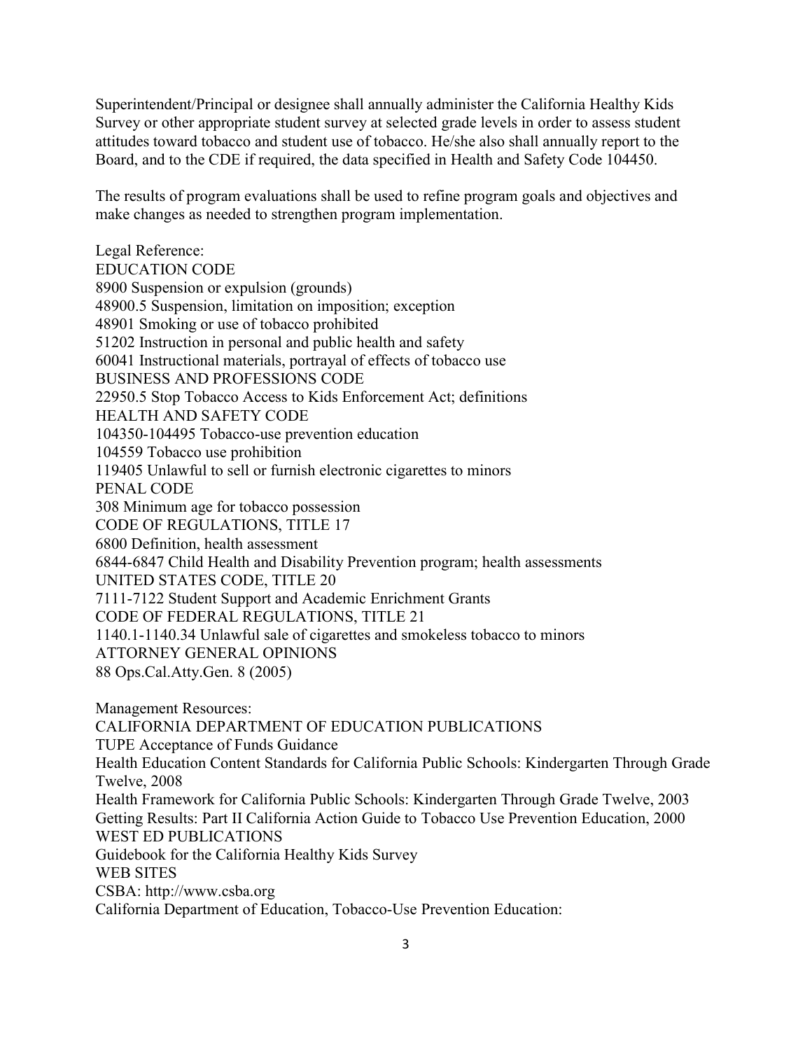Superintendent/Principal or designee shall annually administer the California Healthy Kids Survey or other appropriate student survey at selected grade levels in order to assess student attitudes toward tobacco and student use of tobacco. He/she also shall annually report to the Board, and to the CDE if required, the data specified in Health and Safety Code 104450.

The results of program evaluations shall be used to refine program goals and objectives and make changes as needed to strengthen program implementation.

Legal Reference:
EDUCATION CODE
8900 Suspension or expulsion (grounds)
48900.5 Suspension, limitation on imposition; exception
48901 Smoking or use of tobacco prohibited
51202 Instruction in personal and public health and safety
60041 Instructional materials, portrayal of effects of tobacco use
BUSINESS AND PROFESSIONS CODE
22950.5 Stop Tobacco Access to Kids Enforcement Act; definitions
HEALTH AND SAFETY CODE
104350-104495 Tobacco-use prevention education
104559 Tobacco use prohibition
119405 Unlawful to sell or furnish electronic cigarettes to minors
PENAL CODE
308 Minimum age for tobacco possession
CODE OF REGULATIONS, TITLE 17
6800 Definition, health assessment
6844-6847 Child Health and Disability Prevention program; health assessments
UNITED STATES CODE, TITLE 20
7111-7122 Student Support and Academic Enrichment Grants
CODE OF FEDERAL REGULATIONS, TITLE 21
1140.1-1140.34 Unlawful sale of cigarettes and smokeless tobacco to minors
ATTORNEY GENERAL OPINIONS
88 Ops.Cal.Atty.Gen. 8 (2005)

Management Resources:
CALIFORNIA DEPARTMENT OF EDUCATION PUBLICATIONS
TUPE Acceptance of Funds Guidance
Health Education Content Standards for California Public Schools: Kindergarten Through Grade Twelve, 2008
Health Framework for California Public Schools: Kindergarten Through Grade Twelve, 2003
Getting Results: Part II California Action Guide to Tobacco Use Prevention Education, 2000
WEST ED PUBLICATIONS
Guidebook for the California Healthy Kids Survey
WEB SITES
CSBA: http://www.csba.org
California Department of Education, Tobacco-Use Prevention Education: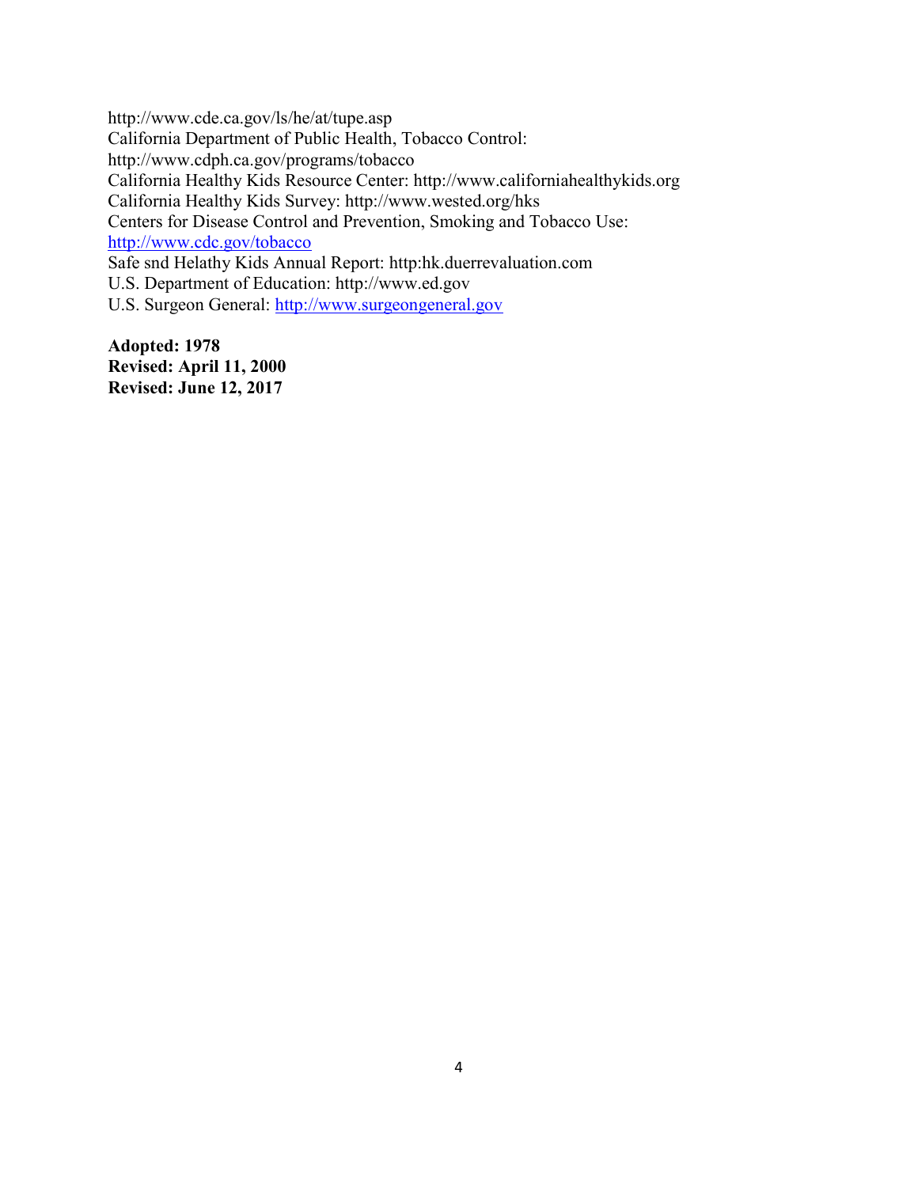http://www.cde.ca.gov/ls/he/at/tupe.asp
California Department of Public Health, Tobacco Control:
http://www.cdph.ca.gov/programs/tobacco
California Healthy Kids Resource Center: http://www.californiahealthykids.org
California Healthy Kids Survey: http://www.wested.org/hks
Centers for Disease Control and Prevention, Smoking and Tobacco Use:
http://www.cdc.gov/tobacco
Safe snd Helathy Kids Annual Report: http:hk.duerrevaluation.com
U.S. Department of Education: http://www.ed.gov
U.S. Surgeon General: http://www.surgeongeneral.gov

**Adopted: 1978**
**Revised: April 11, 2000**
**Revised: June 12, 2017**